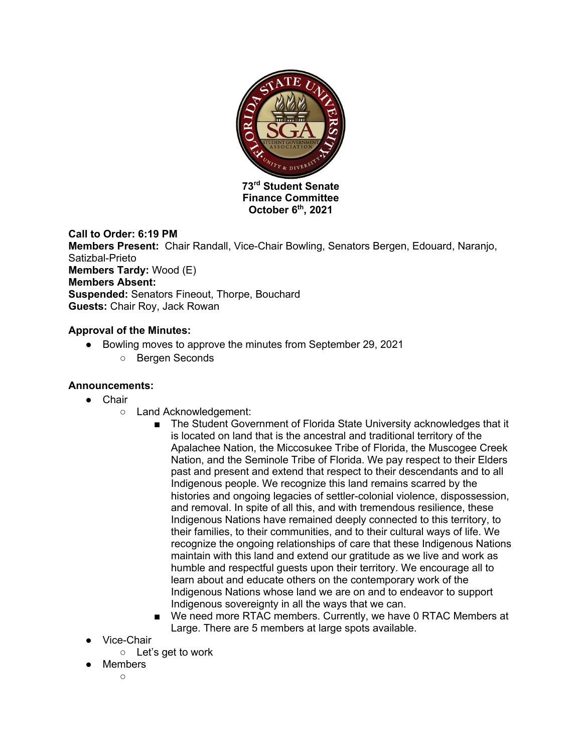**73rd Student Senate**
**Finance Committee**
**October 6th, 2021**

**Call to Order: 6:19 PM**
**Members Present:** Chair Randall, Vice-Chair Bowling, Senators Bergen, Edouard, Naranjo, Satizbal-Prieto
**Members Tardy:** Wood (E)
**Members Absent:**
**Suspended:** Senators Fineout, Thorpe, Bouchard
**Guests:** Chair Roy, Jack Rowan

**Approval of the Minutes:**

- Bowling moves to approve the minutes from September 29, 2021
  - Bergen Seconds

**Announcements:**

- Chair
  - Land Acknowledgement:
    - The Student Government of Florida State University acknowledges that it is located on land that is the ancestral and traditional territory of the Apalachee Nation, the Miccosukee Tribe of Florida, the Muscogee Creek Nation, and the Seminole Tribe of Florida. We pay respect to their Elders past and present and extend that respect to their descendants and to all Indigenous people. We recognize this land remains scarred by the histories and ongoing legacies of settler-colonial violence, dispossession, and removal. In spite of all this, and with tremendous resilience, these Indigenous Nations have remained deeply connected to this territory, to their families, to their communities, and to their cultural ways of life. We recognize the ongoing relationships of care that these Indigenous Nations maintain with this land and extend our gratitude as we live and work as humble and respectful guests upon their territory. We encourage all to learn about and educate others on the contemporary work of the Indigenous Nations whose land we are on and to endeavor to support Indigenous sovereignty in all the ways that we can.
    - We need more RTAC members. Currently, we have 0 RTAC Members at Large. There are 5 members at large spots available.
- Vice-Chair
  - Let's get to work
- Members
  -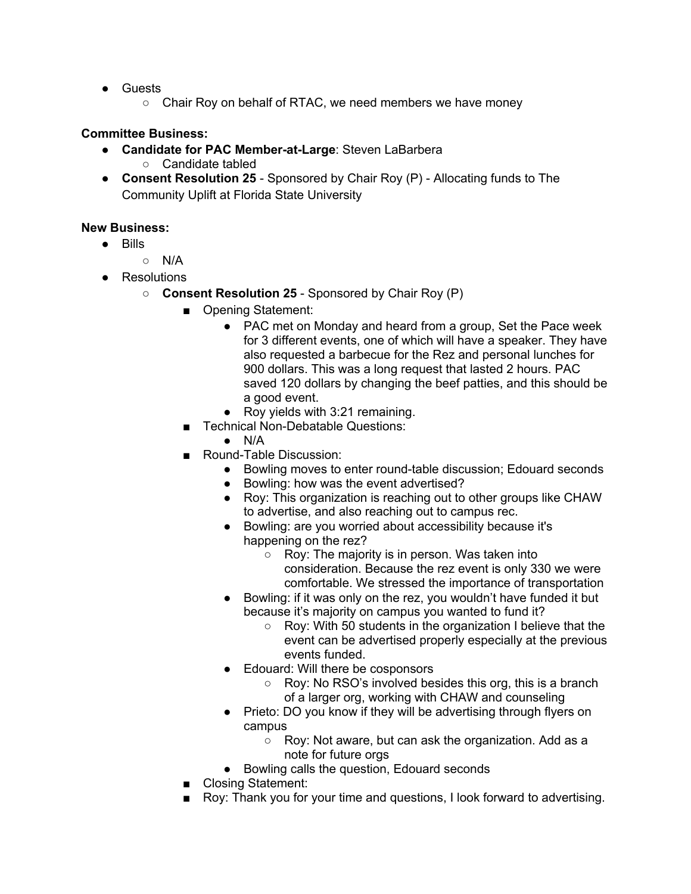- Guests
    - Chair Roy on behalf of RTAC, we need members we have money

**Committee Business:**

- **Candidate for PAC Member-at-Large**: Steven LaBarbera
    - Candidate tabled
- **Consent Resolution 25** - Sponsored by Chair Roy (P) - Allocating funds to The Community Uplift at Florida State University

**New Business:**

- Bills
    - N/A
- Resolutions
    - **Consent Resolution 25** - Sponsored by Chair Roy (P)
        - Opening Statement:
            - PAC met on Monday and heard from a group, Set the Pace week for 3 different events, one of which will have a speaker. They have also requested a barbecue for the Rez and personal lunches for 900 dollars. This was a long request that lasted 2 hours. PAC saved 120 dollars by changing the beef patties, and this should be a good event.
            - Roy yields with 3:21 remaining.
        - Technical Non-Debatable Questions:
            - N/A
        - Round-Table Discussion:
            - Bowling moves to enter round-table discussion; Edouard seconds
            - Bowling: how was the event advertised?
            - Roy: This organization is reaching out to other groups like CHAW to advertise, and also reaching out to campus rec.
            - Bowling: are you worried about accessibility because it's happening on the rez?
                - Roy: The majority is in person. Was taken into consideration. Because the rez event is only 330 we were comfortable. We stressed the importance of transportation
            - Bowling: if it was only on the rez, you wouldn't have funded it but because it's majority on campus you wanted to fund it?
                - Roy: With 50 students in the organization I believe that the event can be advertised properly especially at the previous events funded.
            - Edouard: Will there be cosponsors
                - Roy: No RSO's involved besides this org, this is a branch of a larger org, working with CHAW and counseling
            - Prieto: DO you know if they will be advertising through flyers on campus
                - Roy: Not aware, but can ask the organization. Add as a note for future orgs
            - Bowling calls the question, Edouard seconds
        - Closing Statement:
        - Roy: Thank you for your time and questions, I look forward to advertising.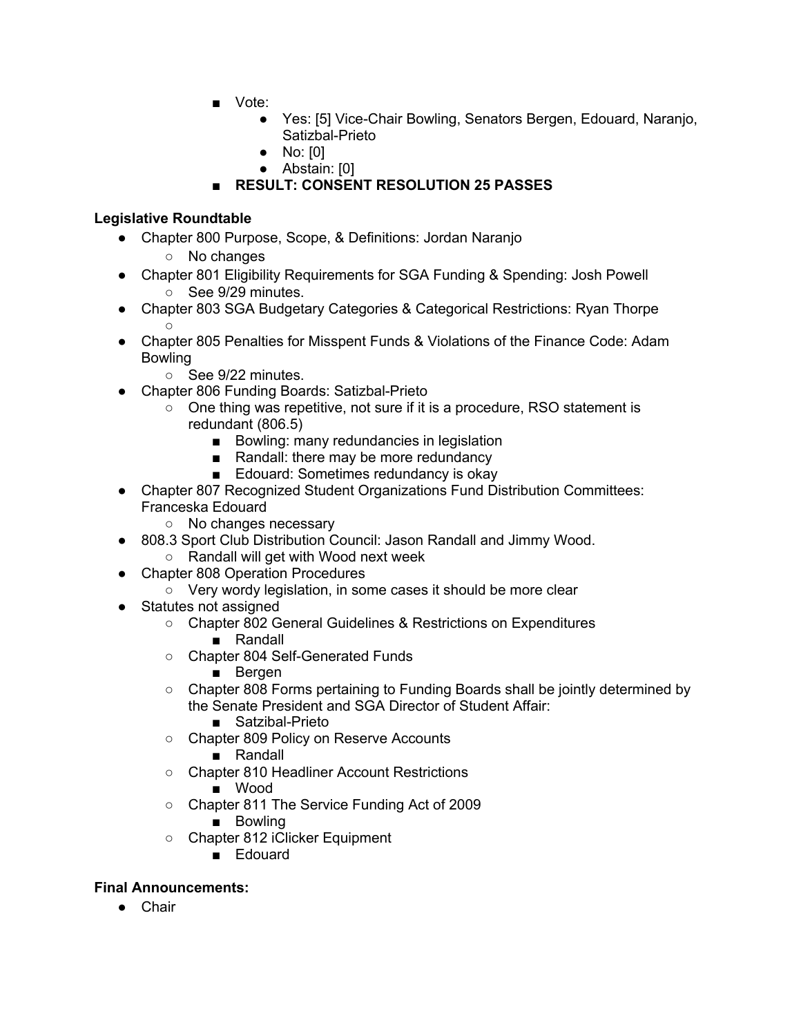- Vote:
  - Yes: [5] Vice-Chair Bowling, Senators Bergen, Edouard, Naranjo, Satizbal-Prieto
  - No: [0]
  - Abstain: [0]
- **RESULT: CONSENT RESOLUTION 25 PASSES**

**Legislative Roundtable**

- Chapter 800 Purpose, Scope, & Definitions: Jordan Naranjo
  - No changes
- Chapter 801 Eligibility Requirements for SGA Funding & Spending: Josh Powell
  - See 9/29 minutes.
- Chapter 803 SGA Budgetary Categories & Categorical Restrictions: Ryan Thorpe
  - 
- Chapter 805 Penalties for Misspent Funds & Violations of the Finance Code: Adam Bowling
  - See 9/22 minutes.
- Chapter 806 Funding Boards: Satizbal-Prieto
  - One thing was repetitive, not sure if it is a procedure, RSO statement is redundant (806.5)
    - Bowling: many redundancies in legislation
    - Randall: there may be more redundancy
    - Edouard: Sometimes redundancy is okay
- Chapter 807 Recognized Student Organizations Fund Distribution Committees: Franceska Edouard
  - No changes necessary
- 808.3 Sport Club Distribution Council: Jason Randall and Jimmy Wood.
  - Randall will get with Wood next week
- Chapter 808 Operation Procedures
  - Very wordy legislation, in some cases it should be more clear
- Statutes not assigned
  - Chapter 802 General Guidelines & Restrictions on Expenditures
    - Randall
  - Chapter 804 Self-Generated Funds
    - Bergen
  - Chapter 808 Forms pertaining to Funding Boards shall be jointly determined by the Senate President and SGA Director of Student Affair:
    - Satzibal-Prieto
  - Chapter 809 Policy on Reserve Accounts
    - Randall
  - Chapter 810 Headliner Account Restrictions
    - Wood
  - Chapter 811 The Service Funding Act of 2009
    - Bowling
  - Chapter 812 iClicker Equipment
    - Edouard

**Final Announcements:**

- Chair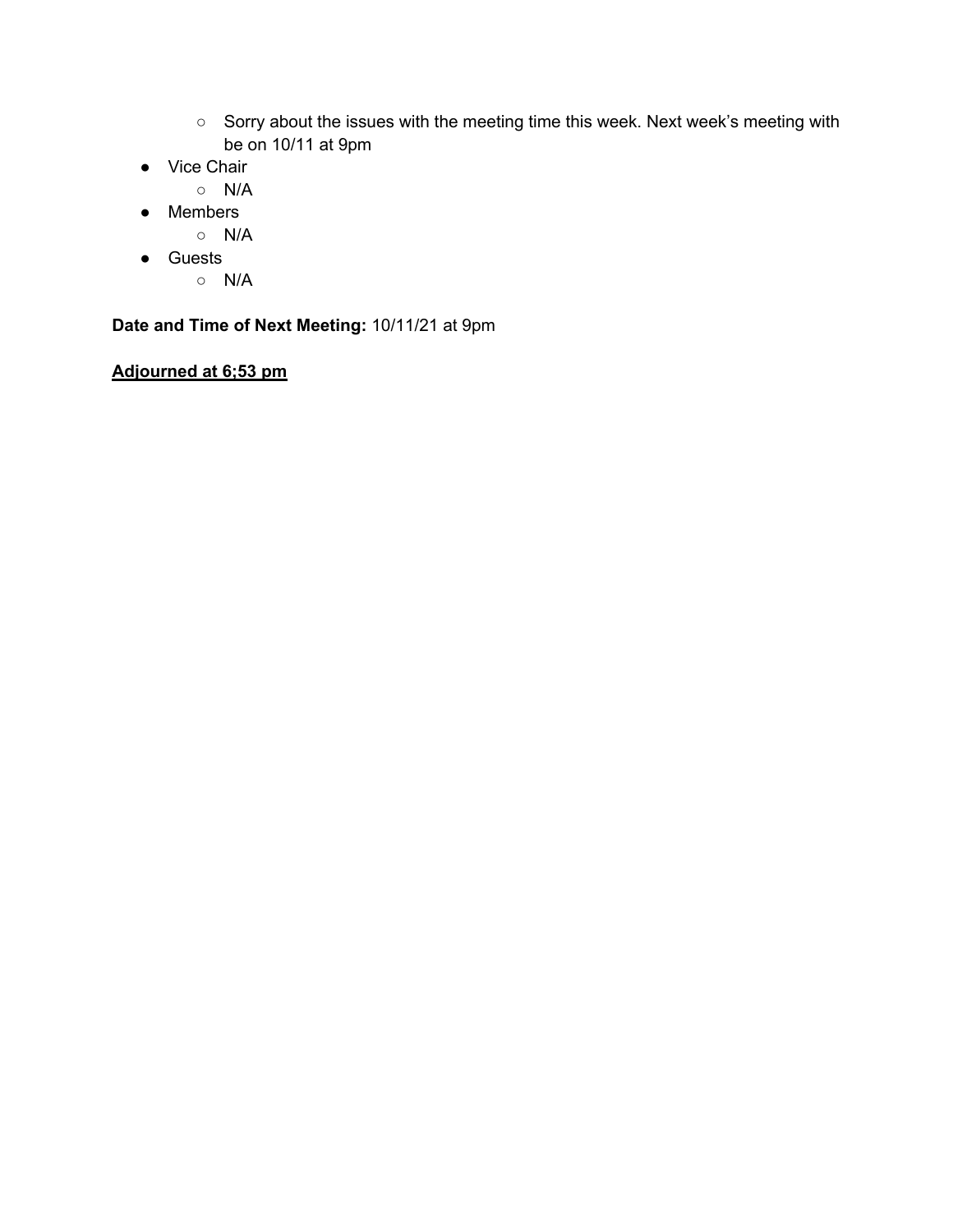- Sorry about the issues with the meeting time this week. Next week's meeting with be on 10/11 at 9pm
- Vice Chair
    - N/A
- Members
    - N/A
- Guests
    - N/A

**Date and Time of Next Meeting:** 10/11/21 at 9pm

**<u>Adjourned at 6;53 pm</u>**